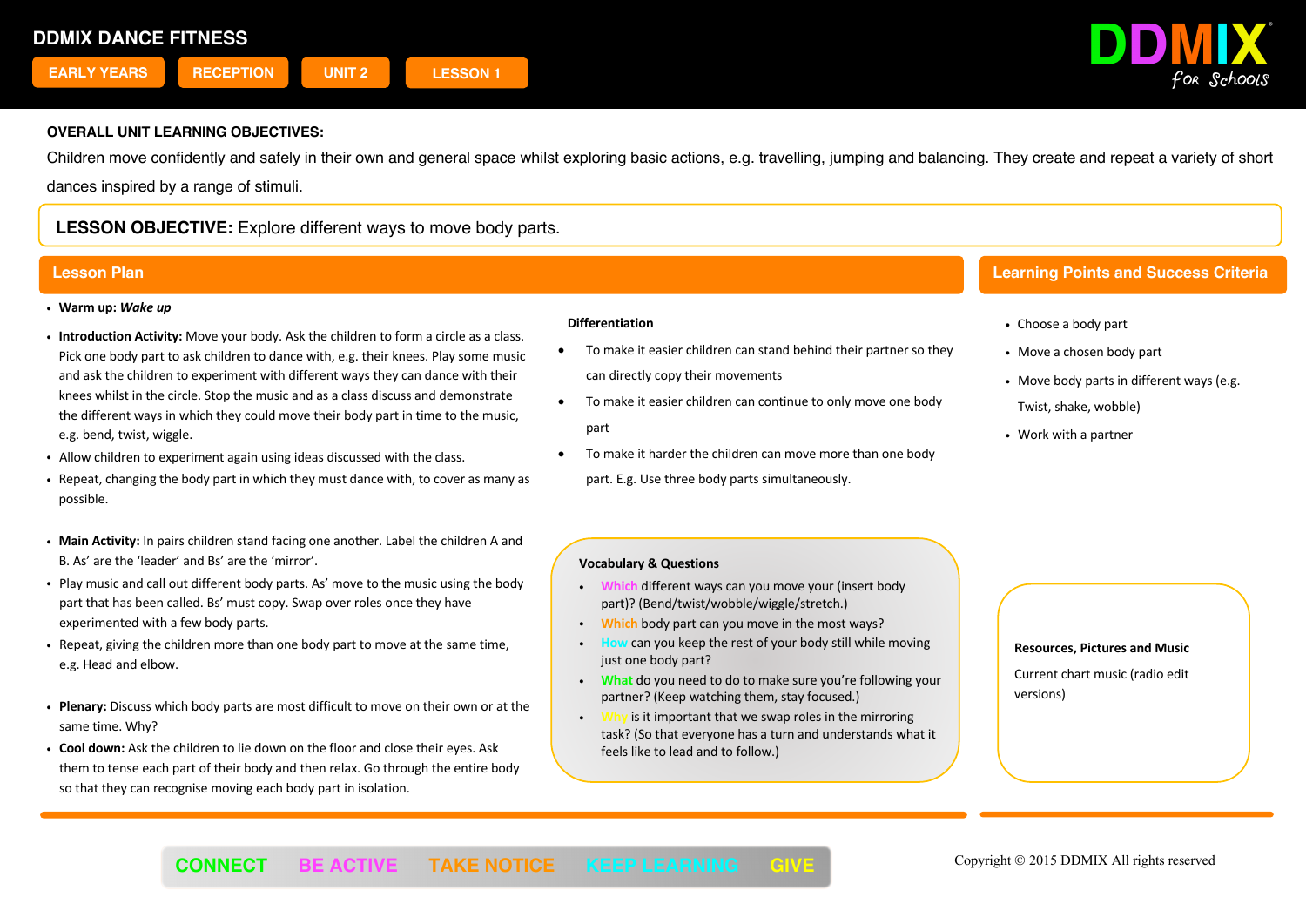# DDMIX DANCE FITNESS

EARLY YEARS | RECEPTION | UNIT 2 | LESSON 1

DDMIX for Schools

**OVERALL UNIT LEARNING OBJECTIVES:**

Children move confidently and safely in their own and general space whilst exploring basic actions, e.g. travelling, jumping and balancing. They create and repeat a variety of short dances inspired by a range of stimuli.

**LESSON OBJECTIVE:** Explore different ways to move body parts.

## Lesson Plan

- **Warm up:** ***Wake up***
- **Introduction Activity:** Move your body. Ask the children to form a circle as a class. Pick one body part to ask children to dance with, e.g. their knees. Play some music and ask the children to experiment with different ways they can dance with their knees whilst in the circle. Stop the music and as a class discuss and demonstrate the different ways in which they could move their body part in time to the music, e.g. bend, twist, wiggle.
- Allow children to experiment again using ideas discussed with the class.
- Repeat, changing the body part in which they must dance with, to cover as many as possible.

- **Main Activity:** In pairs children stand facing one another. Label the children A and B. As' are the 'leader' and Bs' are the 'mirror'.
- Play music and call out different body parts. As' move to the music using the body part that has been called. Bs' must copy. Swap over roles once they have experimented with a few body parts.
- Repeat, giving the children more than one body part to move at the same time, e.g. Head and elbow.

- **Plenary:** Discuss which body parts are most difficult to move on their own or at the same time. Why?
- **Cool down:** Ask the children to lie down on the floor and close their eyes. Ask them to tense each part of their body and then relax. Go through the entire body so that they can recognise moving each body part in isolation.

**Differentiation**

- To make it easier children can stand behind their partner so they can directly copy their movements
- To make it easier children can continue to only move one body part
- To make it harder the children can move more than one body part. E.g. Use three body parts simultaneously.

**Vocabulary & Questions**

- Which different ways can you move your (insert body part)? (Bend/twist/wobble/wiggle/stretch.)
- Which body part can you move in the most ways?
- How can you keep the rest of your body still while moving just one body part?
- What do you need to do to make sure you're following your partner? (Keep watching them, stay focused.)
- Why is it important that we swap roles in the mirroring task? (So that everyone has a turn and understands what it feels like to lead and to follow.)

## Learning Points and Success Criteria

- Choose a body part
- Move a chosen body part
- Move body parts in different ways (e.g. Twist, shake, wobble)
- Work with a partner

**Resources, Pictures and Music**

Current chart music (radio edit versions)

CONNECT | BE ACTIVE | TAKE NOTICE | KEEP LEARNING | GIVE

Copyright © 2015 DDMIX All rights reserved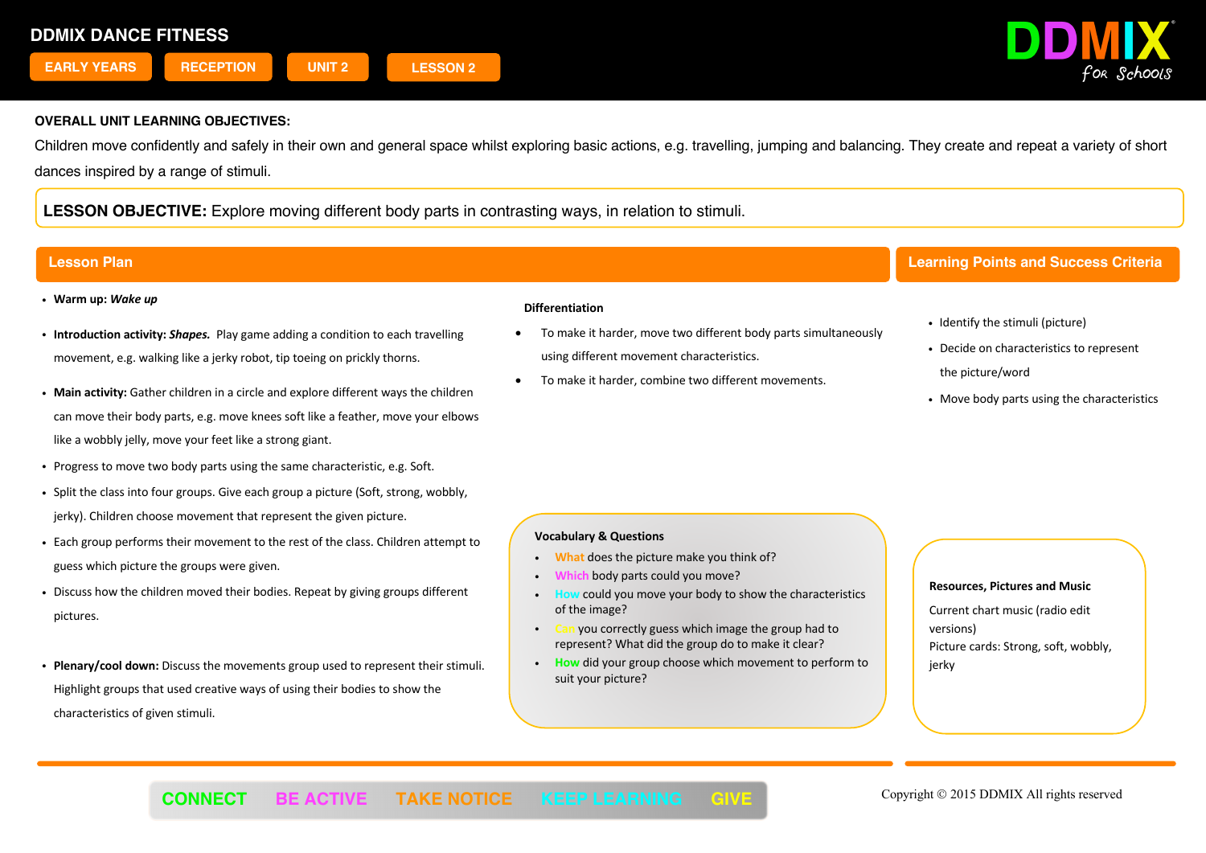# DDMIX DANCE FITNESS

EARLY YEARS | RECEPTION | UNIT 2 | LESSON 2

**OVERALL UNIT LEARNING OBJECTIVES:**

Children move confidently and safely in their own and general space whilst exploring basic actions, e.g. travelling, jumping and balancing. They create and repeat a variety of short dances inspired by a range of stimuli.

**LESSON OBJECTIVE:** Explore moving different body parts in contrasting ways, in relation to stimuli.

## Lesson Plan

- **Warm up:** ***Wake up***
- **Introduction activity:** ***Shapes.*** Play game adding a condition to each travelling movement, e.g. walking like a jerky robot, tip toeing on prickly thorns.
- **Main activity:** Gather children in a circle and explore different ways the children can move their body parts, e.g. move knees soft like a feather, move your elbows like a wobbly jelly, move your feet like a strong giant.
- Progress to move two body parts using the same characteristic, e.g. Soft.
- Split the class into four groups. Give each group a picture (Soft, strong, wobbly, jerky). Children choose movement that represent the given picture.
- Each group performs their movement to the rest of the class. Children attempt to guess which picture the groups were given.
- Discuss how the children moved their bodies. Repeat by giving groups different pictures.
- **Plenary/cool down:** Discuss the movements group used to represent their stimuli. Highlight groups that used creative ways of using their bodies to show the characteristics of given stimuli.

**Differentiation**

- To make it harder, move two different body parts simultaneously using different movement characteristics.
- To make it harder, combine two different movements.

**Vocabulary & Questions**

- What does the picture make you think of?
- Which body parts could you move?
- How could you move your body to show the characteristics of the image?
- Can you correctly guess which image the group had to represent? What did the group do to make it clear?
- How did your group choose which movement to perform to suit your picture?

## Learning Points and Success Criteria

- Identify the stimuli (picture)
- Decide on characteristics to represent the picture/word
- Move body parts using the characteristics

**Resources, Pictures and Music**

Current chart music (radio edit versions)

Picture cards: Strong, soft, wobbly, jerky

CONNECT BE ACTIVE TAKE NOTICE KEEP LEARNING GIVE

Copyright © 2015 DDMIX All rights reserved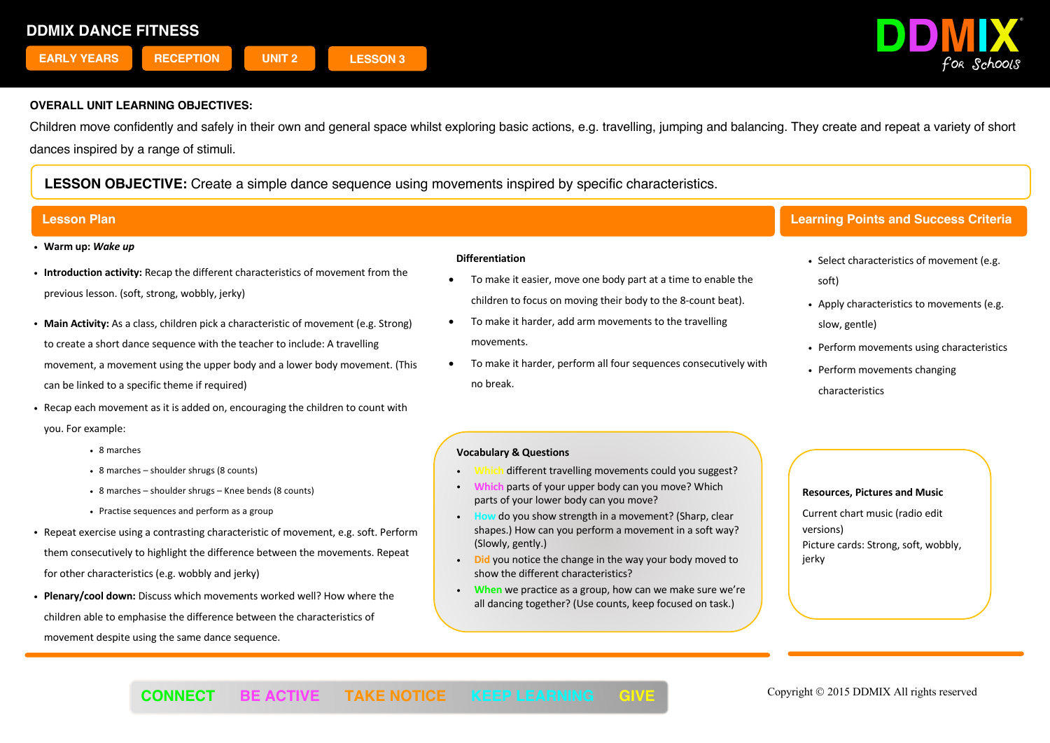# DDMIX DANCE FITNESS

EARLY YEARS | RECEPTION | UNIT 2 | LESSON 3

DDMIX for Schools

**OVERALL UNIT LEARNING OBJECTIVES:**

Children move confidently and safely in their own and general space whilst exploring basic actions, e.g. travelling, jumping and balancing. They create and repeat a variety of short dances inspired by a range of stimuli.

**LESSON OBJECTIVE:** Create a simple dance sequence using movements inspired by specific characteristics.

## Lesson Plan

- **Warm up:** ***Wake up***
- **Introduction activity:** Recap the different characteristics of movement from the previous lesson. (soft, strong, wobbly, jerky)
- **Main Activity:** As a class, children pick a characteristic of movement (e.g. Strong) to create a short dance sequence with the teacher to include: A travelling movement, a movement using the upper body and a lower body movement. (This can be linked to a specific theme if required)
- Recap each movement as it is added on, encouraging the children to count with you. For example:
  - 8 marches
  - 8 marches – shoulder shrugs (8 counts)
  - 8 marches – shoulder shrugs – Knee bends (8 counts)
  - Practise sequences and perform as a group
- Repeat exercise using a contrasting characteristic of movement, e.g. soft. Perform them consecutively to highlight the difference between the movements. Repeat for other characteristics (e.g. wobbly and jerky)
- **Plenary/cool down:** Discuss which movements worked well? How where the children able to emphasise the difference between the characteristics of movement despite using the same dance sequence.

**Differentiation**

- To make it easier, move one body part at a time to enable the children to focus on moving their body to the 8-count beat).
- To make it harder, add arm movements to the travelling movements.
- To make it harder, perform all four sequences consecutively with no break.

**Vocabulary & Questions**

- Which different travelling movements could you suggest?
- Which parts of your upper body can you move? Which parts of your lower body can you move?
- How do you show strength in a movement? (Sharp, clear shapes.) How can you perform a movement in a soft way? (Slowly, gently.)
- Did you notice the change in the way your body moved to show the different characteristics?
- When we practice as a group, how can we make sure we're all dancing together? (Use counts, keep focused on task.)

## Learning Points and Success Criteria

- Select characteristics of movement (e.g. soft)
- Apply characteristics to movements (e.g. slow, gentle)
- Perform movements using characteristics
- Perform movements changing characteristics

**Resources, Pictures and Music**

Current chart music (radio edit versions)

Picture cards: Strong, soft, wobbly, jerky

CONNECT BE ACTIVE TAKE NOTICE KEEP LEARNING GIVE

Copyright © 2015 DDMIX All rights reserved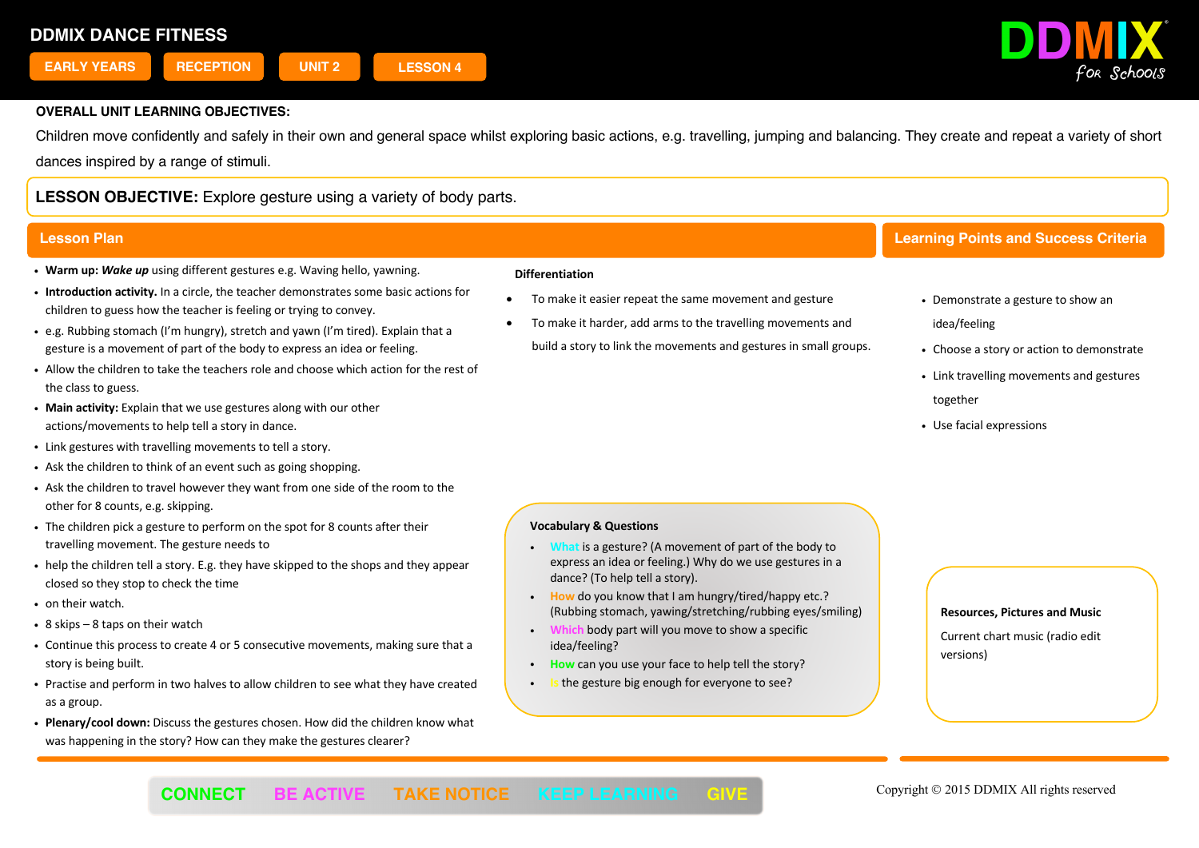# DDMIX DANCE FITNESS

EARLY YEARS | RECEPTION | UNIT 2 | LESSON 4

**OVERALL UNIT LEARNING OBJECTIVES:**

Children move confidently and safely in their own and general space whilst exploring basic actions, e.g. travelling, jumping and balancing. They create and repeat a variety of short dances inspired by a range of stimuli.

**LESSON OBJECTIVE:** Explore gesture using a variety of body parts.

## Lesson Plan

- **Warm up:** ***Wake up*** using different gestures e.g. Waving hello, yawning.
- **Introduction activity.** In a circle, the teacher demonstrates some basic actions for children to guess how the teacher is feeling or trying to convey.
- e.g. Rubbing stomach (I'm hungry), stretch and yawn (I'm tired). Explain that a gesture is a movement of part of the body to express an idea or feeling.
- Allow the children to take the teachers role and choose which action for the rest of the class to guess.
- **Main activity:** Explain that we use gestures along with our other actions/movements to help tell a story in dance.
- Link gestures with travelling movements to tell a story.
- Ask the children to think of an event such as going shopping.
- Ask the children to travel however they want from one side of the room to the other for 8 counts, e.g. skipping.
- The children pick a gesture to perform on the spot for 8 counts after their travelling movement. The gesture needs to
- help the children tell a story. E.g. they have skipped to the shops and they appear closed so they stop to check the time
- on their watch.
- 8 skips – 8 taps on their watch
- Continue this process to create 4 or 5 consecutive movements, making sure that a story is being built.
- Practise and perform in two halves to allow children to see what they have created as a group.
- **Plenary/cool down:** Discuss the gestures chosen. How did the children know what was happening in the story? How can they make the gestures clearer?

**Differentiation**

- To make it easier repeat the same movement and gesture
- To make it harder, add arms to the travelling movements and build a story to link the movements and gestures in small groups.

**Vocabulary & Questions**

- What is a gesture? (A movement of part of the body to express an idea or feeling.) Why do we use gestures in a dance? (To help tell a story).
- How do you know that I am hungry/tired/happy etc.? (Rubbing stomach, yawning/stretching/rubbing eyes/smiling)
- Which body part will you move to show a specific idea/feeling?
- How can you use your face to help tell the story?
- Is the gesture big enough for everyone to see?

## Learning Points and Success Criteria

- Demonstrate a gesture to show an idea/feeling
- Choose a story or action to demonstrate
- Link travelling movements and gestures together
- Use facial expressions

**Resources, Pictures and Music**

Current chart music (radio edit versions)

CONNECT | BE ACTIVE | TAKE NOTICE | KEEP LEARNING | GIVE

Copyright © 2015 DDMIX All rights reserved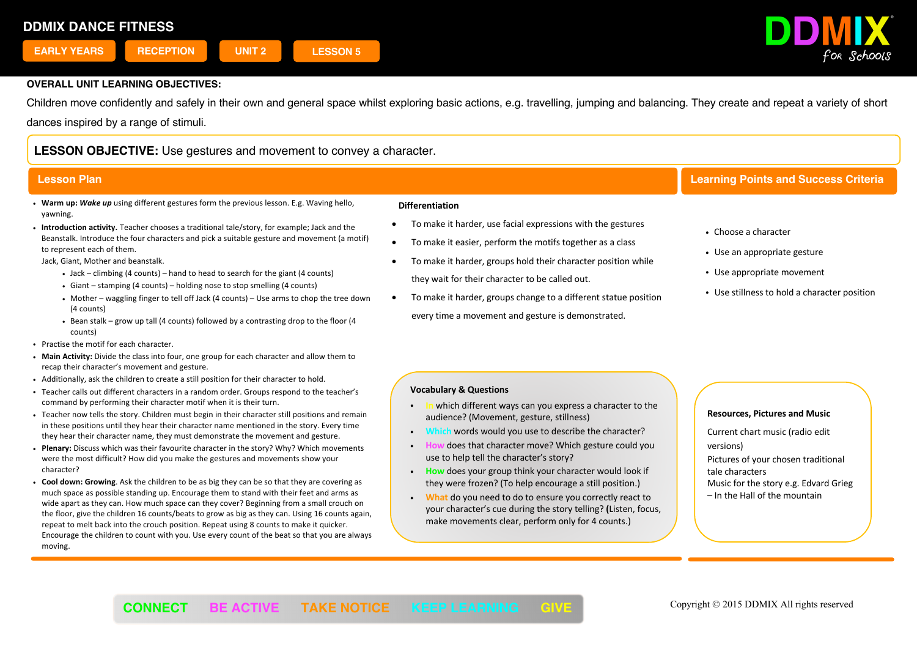# DDMIX DANCE FITNESS

EARLY YEARS | RECEPTION | UNIT 2 | LESSON 5

**OVERALL UNIT LEARNING OBJECTIVES:**

Children move confidently and safely in their own and general space whilst exploring basic actions, e.g. travelling, jumping and balancing. They create and repeat a variety of short dances inspired by a range of stimuli.

**LESSON OBJECTIVE:** Use gestures and movement to convey a character.

## Lesson Plan

- **Warm up:** ***Wake up*** using different gestures form the previous lesson. E.g. Waving hello, yawning.
- **Introduction activity.** Teacher chooses a traditional tale/story, for example; Jack and the Beanstalk. Introduce the four characters and pick a suitable gesture and movement (a motif) to represent each of them.
  Jack, Giant, Mother and beanstalk.
  - Jack – climbing (4 counts) – hand to head to search for the giant (4 counts)
  - Giant – stamping (4 counts) – holding nose to stop smelling (4 counts)
  - Mother – waggling finger to tell off Jack (4 counts) – Use arms to chop the tree down (4 counts)
  - Bean stalk – grow up tall (4 counts) followed by a contrasting drop to the floor (4 counts)
- Practise the motif for each character.
- **Main Activity:** Divide the class into four, one group for each character and allow them to recap their character's movement and gesture.
- Additionally, ask the children to create a still position for their character to hold.
- Teacher calls out different characters in a random order. Groups respond to the teacher's command by performing their character motif when it is their turn.
- Teacher now tells the story. Children must begin in their character still positions and remain in these positions until they hear their character name mentioned in the story. Every time they hear their character name, they must demonstrate the movement and gesture.
- **Plenary:** Discuss which was their favourite character in the story? Why? Which movements were the most difficult? How did you make the gestures and movements show your character?
- **Cool down: Growing**. Ask the children to be as big they can be so that they are covering as much space as possible standing up. Encourage them to stand with their feet and arms as wide apart as they can. How much space can they cover? Beginning from a small crouch on the floor, give the children 16 counts/beats to grow as big as they can. Using 16 counts again, repeat to melt back into the crouch position. Repeat using 8 counts to make it quicker. Encourage the children to count with you. Use every count of the beat so that you are always moving.

**Differentiation**

- To make it harder, use facial expressions with the gestures
- To make it easier, perform the motifs together as a class
- To make it harder, groups hold their character position while they wait for their character to be called out.
- To make it harder, groups change to a different statue position every time a movement and gesture is demonstrated.

**Vocabulary & Questions**

- In which different ways can you express a character to the audience? (Movement, gesture, stillness)
- Which words would you use to describe the character?
- How does that character move? Which gesture could you use to help tell the character's story?
- How does your group think your character would look if they were frozen? (To help encourage a still position.)
- What do you need to do to ensure you correctly react to your character's cue during the story telling? (Listen, focus, make movements clear, perform only for 4 counts.)

## Learning Points and Success Criteria

- Choose a character
- Use an appropriate gesture
- Use appropriate movement
- Use stillness to hold a character position

**Resources, Pictures and Music**

Current chart music (radio edit versions)
Pictures of your chosen traditional tale characters
Music for the story e.g. Edvard Grieg – In the Hall of the mountain

CONNECT BE ACTIVE TAKE NOTICE KEEP LEARNING GIVE

Copyright © 2015 DDMIX All rights reserved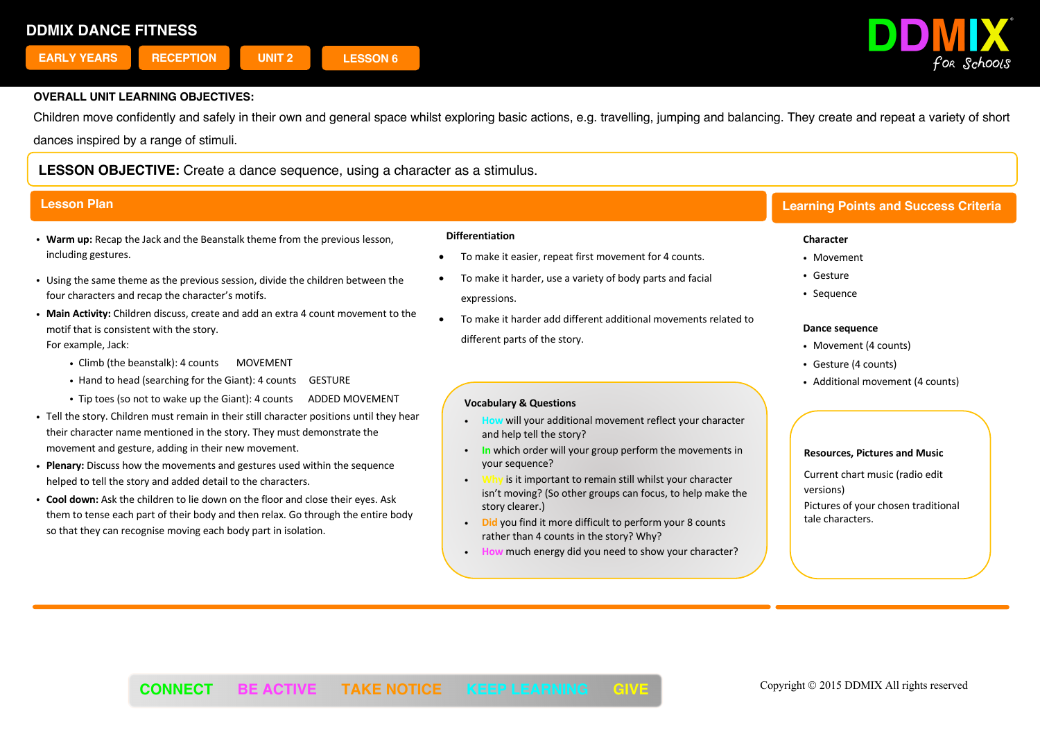# DDMIX DANCE FITNESS

EARLY YEARS | RECEPTION | UNIT 2 | LESSON 6

DDMIX for Schools

**OVERALL UNIT LEARNING OBJECTIVES:**

Children move confidently and safely in their own and general space whilst exploring basic actions, e.g. travelling, jumping and balancing. They create and repeat a variety of short dances inspired by a range of stimuli.

**LESSON OBJECTIVE:** Create a dance sequence, using a character as a stimulus.

## Lesson Plan

- **Warm up:** Recap the Jack and the Beanstalk theme from the previous lesson, including gestures.
- Using the same theme as the previous session, divide the children between the four characters and recap the character's motifs.
- **Main Activity:** Children discuss, create and add an extra 4 count movement to the motif that is consistent with the story.
  For example, Jack:
  - Climb (the beanstalk): 4 counts MOVEMENT
  - Hand to head (searching for the Giant): 4 counts GESTURE
  - Tip toes (so not to wake up the Giant): 4 counts ADDED MOVEMENT
- Tell the story. Children must remain in their still character positions until they hear their character name mentioned in the story. They must demonstrate the movement and gesture, adding in their new movement.
- **Plenary:** Discuss how the movements and gestures used within the sequence helped to tell the story and added detail to the characters.
- **Cool down:** Ask the children to lie down on the floor and close their eyes. Ask them to tense each part of their body and then relax. Go through the entire body so that they can recognise moving each body part in isolation.

### Differentiation

- To make it easier, repeat first movement for 4 counts.
- To make it harder, use a variety of body parts and facial expressions.
- To make it harder add different additional movements related to different parts of the story.

### Vocabulary & Questions

- How will your additional movement reflect your character and help tell the story?
- In which order will your group perform the movements in your sequence?
- Why is it important to remain still whilst your character isn't moving? (So other groups can focus, to help make the story clearer.)
- Did you find it more difficult to perform your 8 counts rather than 4 counts in the story? Why?
- How much energy did you need to show your character?

## Learning Points and Success Criteria

**Character**

- Movement
- Gesture
- Sequence

**Dance sequence**

- Movement (4 counts)
- Gesture (4 counts)
- Additional movement (4 counts)

### Resources, Pictures and Music

Current chart music (radio edit versions)

Pictures of your chosen traditional tale characters.

CONNECT BE ACTIVE TAKE NOTICE KEEP LEARNING GIVE

Copyright © 2015 DDMIX All rights reserved